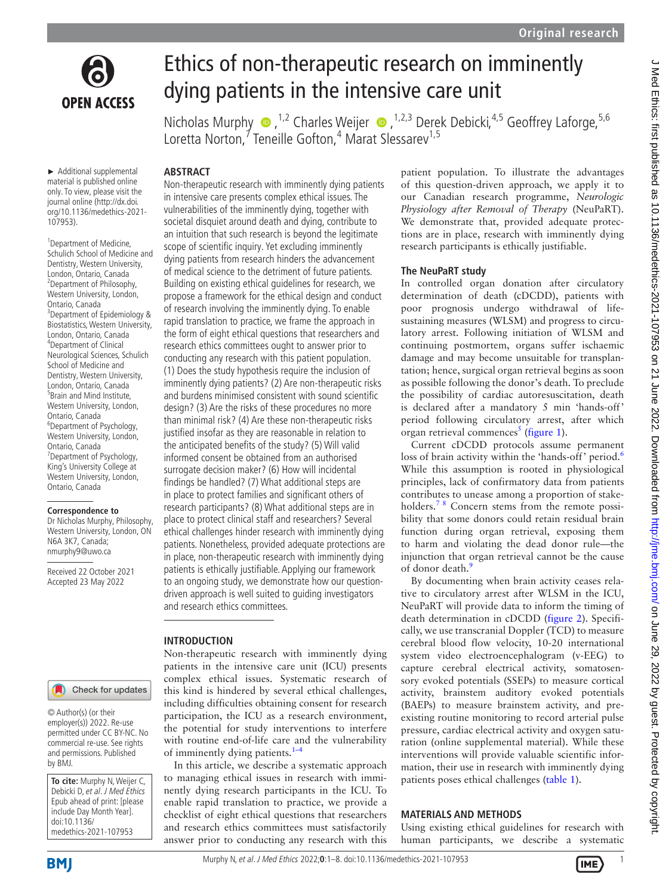Original research

# Ethics of non-therapeutic research on imminently dying patients in the intensive care unit

Nicholas Murphy [1,2], Charles Weijer [1,2,3], Derek Debicki [4,5], Geoffrey Laforge [5,6], Loretta Norton [7], Teneille Gofton [4], Marat Slessarev [1,5]

► Additional supplemental material is published online only. To view, please visit the journal online (http://dx.doi.org/10.1136/medethics-2021-107953).

[1] Department of Medicine, Schulich School of Medicine and Dentistry, Western University, London, Ontario, Canada
[2] Department of Philosophy, Western University, London, Ontario, Canada
[3] Department of Epidemiology & Biostatistics, Western University, London, Ontario, Canada
[4] Department of Clinical Neurological Sciences, Schulich School of Medicine and Dentistry, Western University, London, Ontario, Canada
[5] Brain and Mind Institute, Western University, London, Ontario, Canada
[6] Department of Psychology, Western University, London, Ontario, Canada
[7] Department of Psychology, King's University College at Western University, London, Ontario, Canada

**Correspondence to**
Dr Nicholas Murphy, Philosophy, Western University, London, ON N6A 3K7, Canada; nmurphy9@uwo.ca

Received 22 October 2021
Accepted 23 May 2022

© Author(s) (or their employer(s)) 2022. Re-use permitted under CC BY-NC. No commercial re-use. See rights and permissions. Published by BMJ.

**To cite:** Murphy N, Weijer C, Debicki D, *et al*. *J Med Ethics* Epub ahead of print: [please include Day Month Year]. doi:10.1136/medethics-2021-107953

## ABSTRACT

Non-therapeutic research with imminently dying patients in intensive care presents complex ethical issues. The vulnerabilities of the imminently dying, together with societal disquiet around death and dying, contribute to an intuition that such research is beyond the legitimate scope of scientific inquiry. Yet excluding imminently dying patients from research hinders the advancement of medical science to the detriment of future patients. Building on existing ethical guidelines for research, we propose a framework for the ethical design and conduct of research involving the imminently dying. To enable rapid translation to practice, we frame the approach in the form of eight ethical questions that researchers and research ethics committees ought to answer prior to conducting any research with this patient population. (1) Does the study hypothesis require the inclusion of imminently dying patients? (2) Are non-therapeutic risks and burdens minimised consistent with sound scientific design? (3) Are the risks of these procedures no more than minimal risk? (4) Are these non-therapeutic risks justified insofar as they are reasonable in relation to the anticipated benefits of the study? (5) Will valid informed consent be obtained from an authorised surrogate decision maker? (6) How will incidental findings be handled? (7) What additional steps are in place to protect families and significant others of research participants? (8) What additional steps are in place to protect clinical staff and researchers? Several ethical challenges hinder research with imminently dying patients. Nonetheless, provided adequate protections are in place, non-therapeutic research with imminently dying patients is ethically justifiable. Applying our framework to an ongoing study, we demonstrate how our question-driven approach is well suited to guiding investigators and research ethics committees.

## INTRODUCTION

Non-therapeutic research with imminently dying patients in the intensive care unit (ICU) presents complex ethical issues. Systematic research of this kind is hindered by several ethical challenges, including difficulties obtaining consent for research participation, the ICU as a research environment, the potential for study interventions to interfere with routine end-of-life care and the vulnerability of imminently dying patients.[1–4]

In this article, we describe a systematic approach to managing ethical issues in research with imminently dying research participants in the ICU. To enable rapid translation to practice, we provide a checklist of eight ethical questions that researchers and research ethics committees must satisfactorily answer prior to conducting any research with this patient population. To illustrate the advantages of this question-driven approach, we apply it to our Canadian research programme, *Neurologic Physiology after Removal of Therapy* (NeuPaRT). We demonstrate that, provided adequate protections are in place, research with imminently dying research participants is ethically justifiable.

### The NeuPaRT study

In controlled organ donation after circulatory determination of death (cDCDD), patients with poor prognosis undergo withdrawal of life-sustaining measures (WLSM) and progress to circulatory arrest. Following initiation of WLSM and continuing postmortem, organs suffer ischaemic damage and may become unsuitable for transplantation; hence, surgical organ retrieval begins as soon as possible following the donor's death. To preclude the possibility of cardiac autoresuscitation, death is declared after a mandatory 5 min 'hands-off' period following circulatory arrest, after which organ retrieval commences[5] (figure 1).

Current cDCDD protocols assume permanent loss of brain activity within the 'hands-off' period.[6] While this assumption is rooted in physiological principles, lack of confirmatory data from patients contributes to unease among a proportion of stakeholders.[7,8] Concern stems from the remote possibility that some donors could retain residual brain function during organ retrieval, exposing them to harm and violating the dead donor rule—the injunction that organ retrieval cannot be the cause of donor death.[9]

By documenting when brain activity ceases relative to circulatory arrest after WLSM in the ICU, NeuPaRT will provide data to inform the timing of death determination in cDCDD (figure 2). Specifically, we use transcranial Doppler (TCD) to measure cerebral blood flow velocity, 10-20 international system video electroencephalogram (v-EEG) to capture cerebral electrical activity, somatosensory evoked potentials (SSEPs) to measure cortical activity, brainstem auditory evoked potentials (BAEPs) to measure brainstem activity, and pre-existing routine monitoring to record arterial pulse pressure, cardiac electrical activity and oxygen saturation (online supplemental material). While these interventions will provide valuable scientific information, their use in research with imminently dying patients poses ethical challenges (table 1).

## MATERIALS AND METHODS

Using existing ethical guidelines for research with human participants, we describe a systematic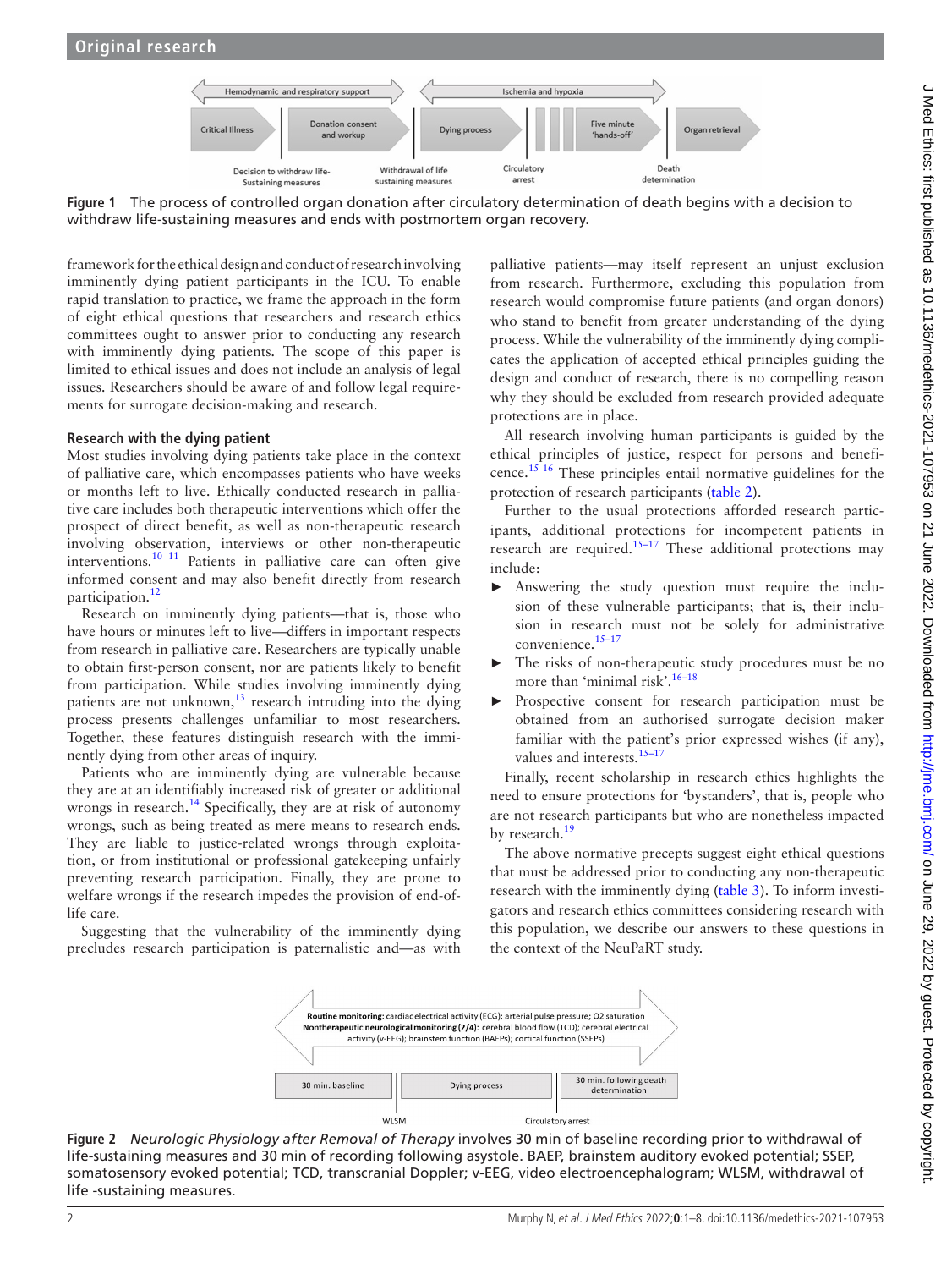Figure 1 The process of controlled organ donation after circulatory determination of death begins with a decision to withdraw life-sustaining measures and ends with postmortem organ recovery.

framework for the ethical design and conduct of research involving imminently dying patient participants in the ICU. To enable rapid translation to practice, we frame the approach in the form of eight ethical questions that researchers and research ethics committees ought to answer prior to conducting any research with imminently dying patients. The scope of this paper is limited to ethical issues and does not include an analysis of legal issues. Researchers should be aware of and follow legal requirements for surrogate decision-making and research.

### Research with the dying patient

Most studies involving dying patients take place in the context of palliative care, which encompasses patients who have weeks or months left to live. Ethically conducted research in palliative care includes both therapeutic interventions which offer the prospect of direct benefit, as well as non-therapeutic research involving observation, interviews or other non-therapeutic interventions.[10 11] Patients in palliative care can often give informed consent and may also benefit directly from research participation.[12]

Research on imminently dying patients—that is, those who have hours or minutes left to live—differs in important respects from research in palliative care. Researchers are typically unable to obtain first-person consent, nor are patients likely to benefit from participation. While studies involving imminently dying patients are not unknown,[13] research intruding into the dying process presents challenges unfamiliar to most researchers. Together, these features distinguish research with the imminently dying from other areas of inquiry.

Patients who are imminently dying are vulnerable because they are at an identifiably increased risk of greater or additional wrongs in research.[14] Specifically, they are at risk of autonomy wrongs, such as being treated as mere means to research ends. They are liable to justice-related wrongs through exploitation, or from institutional or professional gatekeeping unfairly preventing research participation. Finally, they are prone to welfare wrongs if the research impedes the provision of end-of-life care.

Suggesting that the vulnerability of the imminently dying precludes research participation is paternalistic and—as with palliative patients—may itself represent an unjust exclusion from research. Furthermore, excluding this population from research would compromise future patients (and organ donors) who stand to benefit from greater understanding of the dying process. While the vulnerability of the imminently dying complicates the application of accepted ethical principles guiding the design and conduct of research, there is no compelling reason why they should be excluded from research provided adequate protections are in place.

All research involving human participants is guided by the ethical principles of justice, respect for persons and beneficence.[15 16] These principles entail normative guidelines for the protection of research participants (table 2).

Further to the usual protections afforded research participants, additional protections for incompetent patients in research are required.[15–17] These additional protections may include:

- Answering the study question must require the inclusion of these vulnerable participants; that is, their inclusion in research must not be solely for administrative convenience.[15–17]
- The risks of non-therapeutic study procedures must be no more than 'minimal risk'.[16–18]
- Prospective consent for research participation must be obtained from an authorised surrogate decision maker familiar with the patient's prior expressed wishes (if any), values and interests.[15–17]

Finally, recent scholarship in research ethics highlights the need to ensure protections for 'bystanders', that is, people who are not research participants but who are nonetheless impacted by research.[19]

The above normative precepts suggest eight ethical questions that must be addressed prior to conducting any non-therapeutic research with the imminently dying (table 3). To inform investigators and research ethics committees considering research with this population, we describe our answers to these questions in the context of the NeuPaRT study.

Figure 2 *Neurologic Physiology after Removal of Therapy* involves 30 min of baseline recording prior to withdrawal of life-sustaining measures and 30 min of recording following asystole. BAEP, brainstem auditory evoked potential; SSEP, somatosensory evoked potential; TCD, transcranial Doppler; v-EEG, video electroencephalogram; WLSM, withdrawal of life -sustaining measures.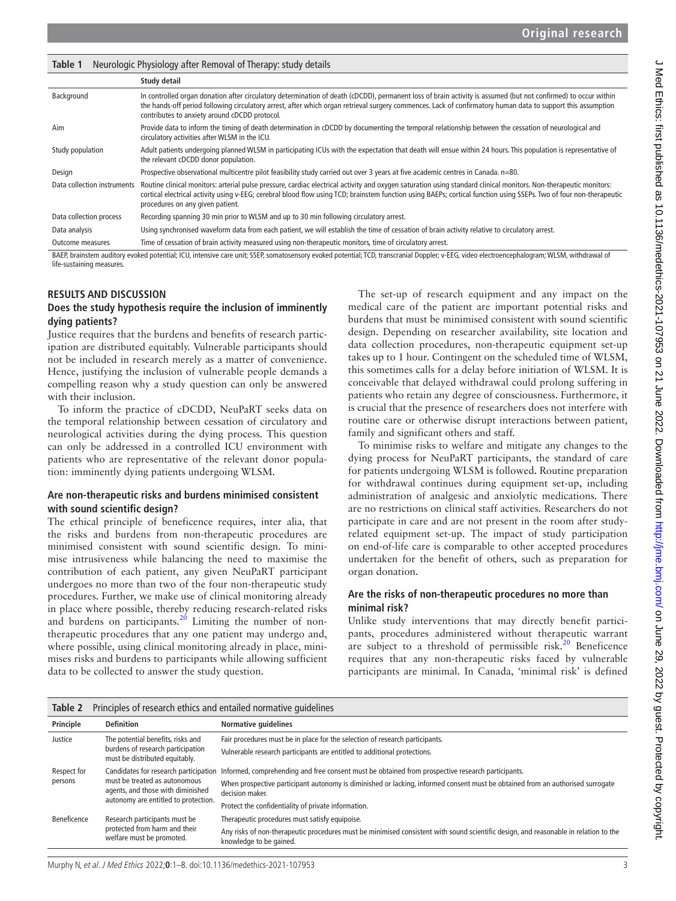**Table 1** Neurologic Physiology after Removal of Therapy: study details

| | Study detail |
|---|---|
| Background | In controlled organ donation after circulatory determination of death (cDCDD), permanent loss of brain activity is assumed (but not confirmed) to occur within the hands-off period following circulatory arrest, after which organ retrieval surgery commences. Lack of confirmatory human data to support this assumption contributes to anxiety around cDCDD protocol. |
| Aim | Provide data to inform the timing of death determination in cDCDD by documenting the temporal relationship between the cessation of neurological and circulatory activities after WLSM in the ICU. |
| Study population | Adult patients undergoing planned WLSM in participating ICUs with the expectation that death will ensue within 24 hours. This population is representative of the relevant cDCDD donor population. |
| Design | Prospective observational multicentre pilot feasibility study carried out over 3 years at five academic centres in Canada. n=80. |
| Data collection instruments | Routine clinical monitors: arterial pulse pressure, cardiac electrical activity and oxygen saturation using standard clinical monitors. Non-therapeutic monitors: cortical electrical activity using v-EEG; cerebral blood flow using TCD; brainstem function using BAEPs; cortical function using SSEPs. Two of four non-therapeutic procedures on any given patient. |
| Data collection process | Recording spanning 30 min prior to WLSM and up to 30 min following circulatory arrest. |
| Data analysis | Using synchronised waveform data from each patient, we will establish the time of cessation of brain activity relative to circulatory arrest. |
| Outcome measures | Time of cessation of brain activity measured using non-therapeutic monitors, time of circulatory arrest. |

BAEP, brainstem auditory evoked potential; ICU, intensive care unit; SSEP, somatosensory evoked potential; TCD, transcranial Doppler; v-EEG, video electroencephalogram; WLSM, withdrawal of life-sustaining measures.

## RESULTS AND DISCUSSION

### Does the study hypothesis require the inclusion of imminently dying patients?

Justice requires that the burdens and benefits of research participation are distributed equitably. Vulnerable participants should not be included in research merely as a matter of convenience. Hence, justifying the inclusion of vulnerable people demands a compelling reason why a study question can only be answered with their inclusion.

To inform the practice of cDCDD, NeuPaRT seeks data on the temporal relationship between cessation of circulatory and neurological activities during the dying process. This question can only be addressed in a controlled ICU environment with patients who are representative of the relevant donor population: imminently dying patients undergoing WLSM.

### Are non-therapeutic risks and burdens minimised consistent with sound scientific design?

The ethical principle of beneficence requires, inter alia, that the risks and burdens from non-therapeutic procedures are minimised consistent with sound scientific design. To minimise intrusiveness while balancing the need to maximise the contribution of each patient, any given NeuPaRT participant undergoes no more than two of the four non-therapeutic study procedures. Further, we make use of clinical monitoring already in place where possible, thereby reducing research-related risks and burdens on participants.[20] Limiting the number of non-therapeutic procedures that any one patient may undergo and, where possible, using clinical monitoring already in place, minimises risks and burdens to participants while allowing sufficient data to be collected to answer the study question.

The set-up of research equipment and any impact on the medical care of the patient are important potential risks and burdens that must be minimised consistent with sound scientific design. Depending on researcher availability, site location and data collection procedures, non-therapeutic equipment set-up takes up to 1 hour. Contingent on the scheduled time of WLSM, this sometimes calls for a delay before initiation of WLSM. It is conceivable that delayed withdrawal could prolong suffering in patients who retain any degree of consciousness. Furthermore, it is crucial that the presence of researchers does not interfere with routine care or otherwise disrupt interactions between patient, family and significant others and staff.

To minimise risks to welfare and mitigate any changes to the dying process for NeuPaRT participants, the standard of care for patients undergoing WLSM is followed. Routine preparation for withdrawal continues during equipment set-up, including administration of analgesic and anxiolytic medications. There are no restrictions on clinical staff activities. Researchers do not participate in care and are not present in the room after study-related equipment set-up. The impact of study participation on end-of-life care is comparable to other accepted procedures undertaken for the benefit of others, such as preparation for organ donation.

### Are the risks of non-therapeutic procedures no more than minimal risk?

Unlike study interventions that may directly benefit participants, procedures administered without therapeutic warrant are subject to a threshold of permissible risk.[20] Beneficence requires that any non-therapeutic risks faced by vulnerable participants are minimal. In Canada, 'minimal risk' is defined

**Table 2** Principles of research ethics and entailed normative guidelines

| Principle | Definition | Normative guidelines |
|---|---|---|
| Justice | The potential benefits, risks and burdens of research participation must be distributed equitably. | Fair procedures must be in place for the selection of research participants. |
| | | Vulnerable research participants are entitled to additional protections. |
| Respect for persons | Candidates for research participation must be treated as autonomous agents, and those with diminished autonomy are entitled to protection. | Informed, comprehending and free consent must be obtained from prospective research participants. |
| | | When prospective participant autonomy is diminished or lacking, informed consent must be obtained from an authorised surrogate decision maker. |
| | | Protect the confidentiality of private information. |
| Beneficence | Research participants must be protected from harm and their welfare must be promoted. | Therapeutic procedures must satisfy equipoise. |
| | | Any risks of non-therapeutic procedures must be minimised consistent with sound scientific design, and reasonable in relation to the knowledge to be gained. |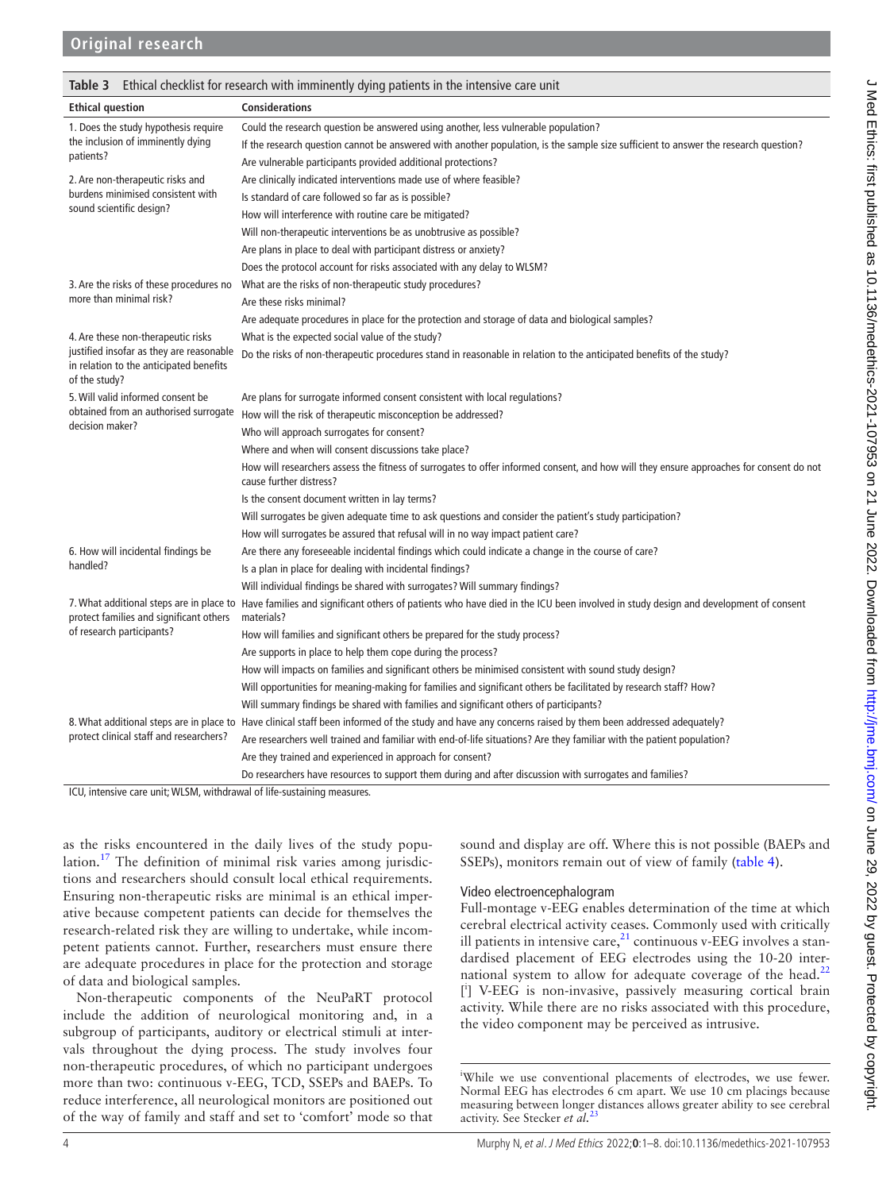**Table 3** Ethical checklist for research with imminently dying patients in the intensive care unit

| Ethical question | Considerations |
|---|---|
| 1. Does the study hypothesis require the inclusion of imminently dying patients? | Could the research question be answered using another, less vulnerable population? |
| | If the research question cannot be answered with another population, is the sample size sufficient to answer the research question? |
| | Are vulnerable participants provided additional protections? |
| 2. Are non-therapeutic risks and burdens minimised consistent with sound scientific design? | Are clinically indicated interventions made use of where feasible? |
| | Is standard of care followed so far as is possible? |
| | How will interference with routine care be mitigated? |
| | Will non-therapeutic interventions be as unobtrusive as possible? |
| | Are plans in place to deal with participant distress or anxiety? |
| | Does the protocol account for risks associated with any delay to WLSM? |
| 3. Are the risks of these procedures no more than minimal risk? | What are the risks of non-therapeutic study procedures? |
| | Are these risks minimal? |
| | Are adequate procedures in place for the protection and storage of data and biological samples? |
| 4. Are these non-therapeutic risks justified insofar as they are reasonable in relation to the anticipated benefits of the study? | What is the expected social value of the study? |
| | Do the risks of non-therapeutic procedures stand in reasonable in relation to the anticipated benefits of the study? |
| 5. Will valid informed consent be obtained from an authorised surrogate decision maker? | Are plans for surrogate informed consent consistent with local regulations? |
| | How will the risk of therapeutic misconception be addressed? |
| | Who will approach surrogates for consent? |
| | Where and when will consent discussions take place? |
| | How will researchers assess the fitness of surrogates to offer informed consent, and how will they ensure approaches for consent do not cause further distress? |
| | Is the consent document written in lay terms? |
| | Will surrogates be given adequate time to ask questions and consider the patient's study participation? |
| | How will surrogates be assured that refusal will in no way impact patient care? |
| 6. How will incidental findings be handled? | Are there any foreseeable incidental findings which could indicate a change in the course of care? |
| | Is a plan in place for dealing with incidental findings? |
| | Will individual findings be shared with surrogates? Will summary findings? |
| 7. What additional steps are in place to protect families and significant others of research participants? | Have families and significant others of patients who have died in the ICU been involved in study design and development of consent materials? |
| | How will families and significant others be prepared for the study process? |
| | Are supports in place to help them cope during the process? |
| | How will impacts on families and significant others be minimised consistent with sound study design? |
| | Will opportunities for meaning-making for families and significant others be facilitated by research staff? How? |
| | Will summary findings be shared with families and significant others of participants? |
| 8. What additional steps are in place to protect clinical staff and researchers? | Have clinical staff been informed of the study and have any concerns raised by them been addressed adequately? |
| | Are researchers well trained and familiar with end-of-life situations? Are they familiar with the patient population? |
| | Are they trained and experienced in approach for consent? |
| | Do researchers have resources to support them during and after discussion with surrogates and families? |

ICU, intensive care unit; WLSM, withdrawal of life-sustaining measures.

as the risks encountered in the daily lives of the study population.[17] The definition of minimal risk varies among jurisdictions and researchers should consult local ethical requirements. Ensuring non-therapeutic risks are minimal is an ethical imperative because competent patients can decide for themselves the research-related risk they are willing to undertake, while incompetent patients cannot. Further, researchers must ensure there are adequate procedures in place for the protection and storage of data and biological samples.

Non-therapeutic components of the NeuPaRT protocol include the addition of neurological monitoring and, in a subgroup of participants, auditory or electrical stimuli at intervals throughout the dying process. The study involves four non-therapeutic procedures, of which no participant undergoes more than two: continuous v-EEG, TCD, SSEPs and BAEPs. To reduce interference, all neurological monitors are positioned out of the way of family and staff and set to 'comfort' mode so that sound and display are off. Where this is not possible (BAEPs and SSEPs), monitors remain out of view of family (table 4).

### Video electroencephalogram

Full-montage v-EEG enables determination of the time at which cerebral electrical activity ceases. Commonly used with critically ill patients in intensive care,[21] continuous v-EEG involves a standardised placement of EEG electrodes using the 10-20 international system to allow for adequate coverage of the head.[22] [i] V-EEG is non-invasive, passively measuring cortical brain activity. While there are no risks associated with this procedure, the video component may be perceived as intrusive.

[i]While we use conventional placements of electrodes, we use fewer. Normal EEG has electrodes 6 cm apart. We use 10 cm placings because measuring between longer distances allows greater ability to see cerebral activity. See Stecker *et al*.[23]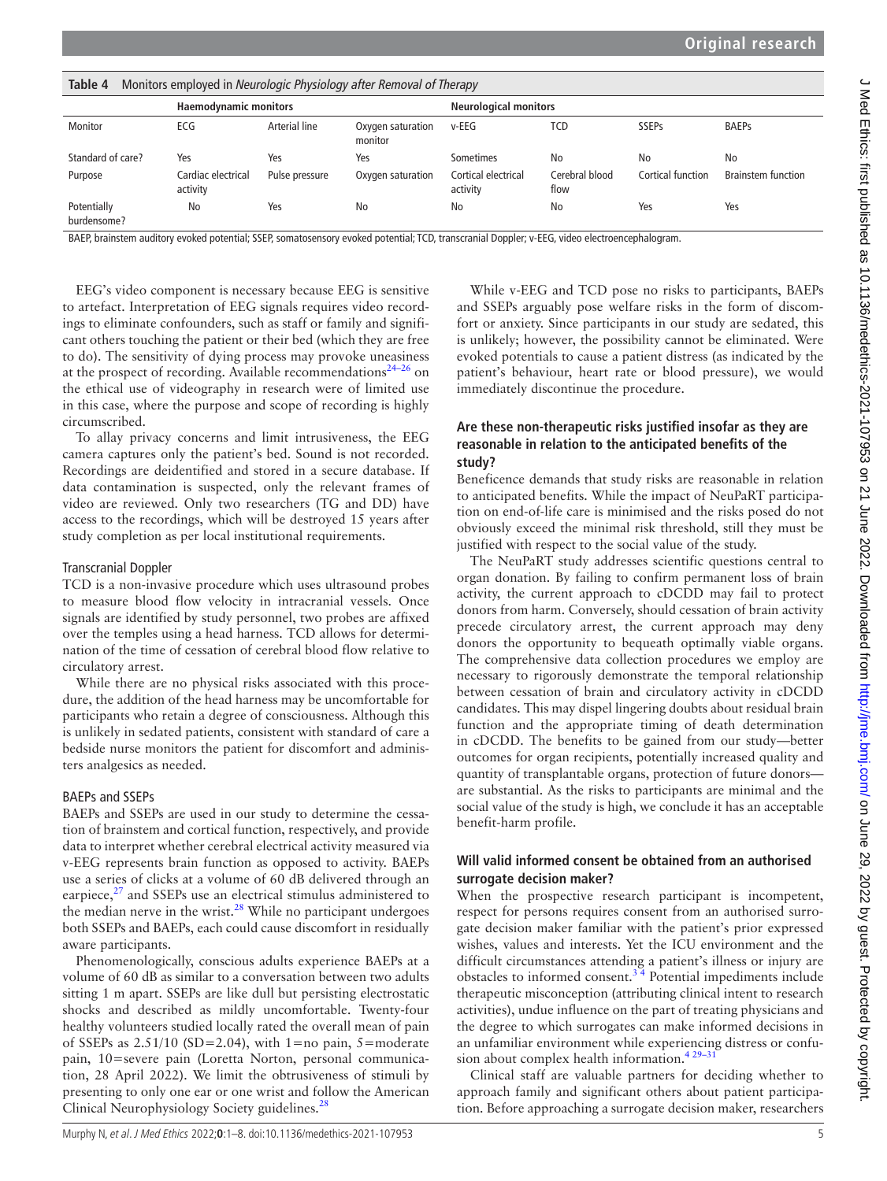**Table 4** Monitors employed in *Neurologic Physiology after Removal of Therapy*

| | Haemodynamic monitors | | | Neurological monitors | | | |
|---|---|---|---|---|---|---|---|
| Monitor | ECG | Arterial line | Oxygen saturation monitor | v-EEG | TCD | SSEPs | BAEPs |
| Standard of care? | Yes | Yes | Yes | Sometimes | No | No | No |
| Purpose | Cardiac electrical activity | Pulse pressure | Oxygen saturation | Cortical electrical activity | Cerebral blood flow | Cortical function | Brainstem function |
| Potentially burdensome? | No | Yes | No | No | No | Yes | Yes |

BAEP, brainstem auditory evoked potential; SSEP, somatosensory evoked potential; TCD, transcranial Doppler; v-EEG, video electroencephalogram.

EEG's video component is necessary because EEG is sensitive to artefact. Interpretation of EEG signals requires video recordings to eliminate confounders, such as staff or family and significant others touching the patient or their bed (which they are free to do). The sensitivity of dying process may provoke uneasiness at the prospect of recording. Available recommendations[24–26] on the ethical use of videography in research were of limited use in this case, where the purpose and scope of recording is highly circumscribed.

To allay privacy concerns and limit intrusiveness, the EEG camera captures only the patient's bed. Sound is not recorded. Recordings are deidentified and stored in a secure database. If data contamination is suspected, only the relevant frames of video are reviewed. Only two researchers (TG and DD) have access to the recordings, which will be destroyed 15 years after study completion as per local institutional requirements.

### Transcranial Doppler

TCD is a non-invasive procedure which uses ultrasound probes to measure blood flow velocity in intracranial vessels. Once signals are identified by study personnel, two probes are affixed over the temples using a head harness. TCD allows for determination of the time of cessation of cerebral blood flow relative to circulatory arrest.

While there are no physical risks associated with this procedure, the addition of the head harness may be uncomfortable for participants who retain a degree of consciousness. Although this is unlikely in sedated patients, consistent with standard of care a bedside nurse monitors the patient for discomfort and administers analgesics as needed.

### BAEPs and SSEPs

BAEPs and SSEPs are used in our study to determine the cessation of brainstem and cortical function, respectively, and provide data to interpret whether cerebral electrical activity measured via v-EEG represents brain function as opposed to activity. BAEPs use a series of clicks at a volume of 60 dB delivered through an earpiece,[27] and SSEPs use an electrical stimulus administered to the median nerve in the wrist.[28] While no participant undergoes both SSEPs and BAEPs, each could cause discomfort in residually aware participants.

Phenomenologically, conscious adults experience BAEPs at a volume of 60 dB as similar to a conversation between two adults sitting 1 m apart. SSEPs are like dull but persisting electrostatic shocks and described as mildly uncomfortable. Twenty-four healthy volunteers studied locally rated the overall mean of pain of SSEPs as 2.51/10 (SD=2.04), with 1=no pain, 5=moderate pain, 10=severe pain (Loretta Norton, personal communication, 28 April 2022). We limit the obtrusiveness of stimuli by presenting to only one ear or one wrist and follow the American Clinical Neurophysiology Society guidelines.[28]

While v-EEG and TCD pose no risks to participants, BAEPs and SSEPs arguably pose welfare risks in the form of discomfort or anxiety. Since participants in our study are sedated, this is unlikely; however, the possibility cannot be eliminated. Were evoked potentials to cause a patient distress (as indicated by the patient's behaviour, heart rate or blood pressure), we would immediately discontinue the procedure.

## Are these non-therapeutic risks justified insofar as they are reasonable in relation to the anticipated benefits of the study?

Beneficence demands that study risks are reasonable in relation to anticipated benefits. While the impact of NeuPaRT participation on end-of-life care is minimised and the risks posed do not obviously exceed the minimal risk threshold, still they must be justified with respect to the social value of the study.

The NeuPaRT study addresses scientific questions central to organ donation. By failing to confirm permanent loss of brain activity, the current approach to cDCDD may fail to protect donors from harm. Conversely, should cessation of brain activity precede circulatory arrest, the current approach may deny donors the opportunity to bequeath optimally viable organs. The comprehensive data collection procedures we employ are necessary to rigorously demonstrate the temporal relationship between cessation of brain and circulatory activity in cDCDD candidates. This may dispel lingering doubts about residual brain function and the appropriate timing of death determination in cDCDD. The benefits to be gained from our study—better outcomes for organ recipients, potentially increased quality and quantity of transplantable organs, protection of future donors—are substantial. As the risks to participants are minimal and the social value of the study is high, we conclude it has an acceptable benefit-harm profile.

## Will valid informed consent be obtained from an authorised surrogate decision maker?

When the prospective research participant is incompetent, respect for persons requires consent from an authorised surrogate decision maker familiar with the patient's prior expressed wishes, values and interests. Yet the ICU environment and the difficult circumstances attending a patient's illness or injury are obstacles to informed consent.[3 4] Potential impediments include therapeutic misconception (attributing clinical intent to research activities), undue influence on the part of treating physicians and the degree to which surrogates can make informed decisions in an unfamiliar environment while experiencing distress or confusion about complex health information.[4 29–31]

Clinical staff are valuable partners for deciding whether to approach family and significant others about patient participation. Before approaching a surrogate decision maker, researchers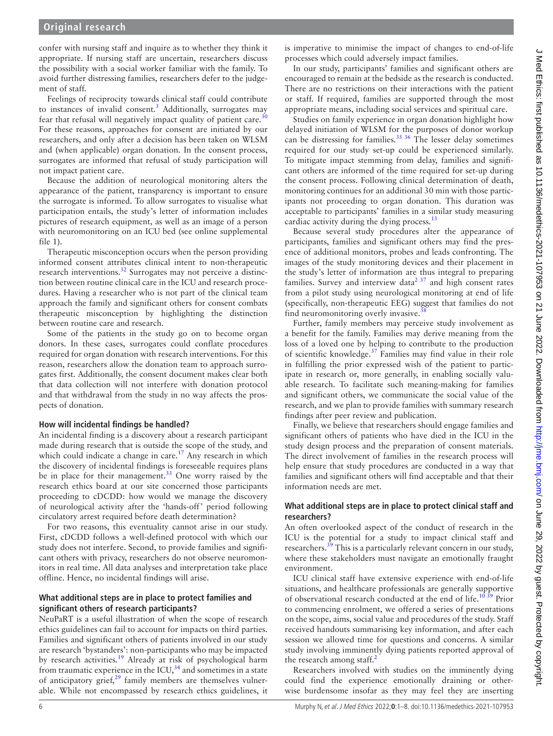confer with nursing staff and inquire as to whether they think it appropriate. If nursing staff are uncertain, researchers discuss the possibility with a social worker familiar with the family. To avoid further distressing families, researchers defer to the judgement of staff.

Feelings of reciprocity towards clinical staff could contribute to instances of invalid consent.[3] Additionally, surrogates may fear that refusal will negatively impact quality of patient care.[30] For these reasons, approaches for consent are initiated by our researchers, and only after a decision has been taken on WLSM and (when applicable) organ donation. In the consent process, surrogates are informed that refusal of study participation will not impact patient care.

Because the addition of neurological monitoring alters the appearance of the patient, transparency is important to ensure the surrogate is informed. To allow surrogates to visualise what participation entails, the study's letter of information includes pictures of research equipment, as well as an image of a person with neuromonitoring on an ICU bed (see online supplemental file 1).

Therapeutic misconception occurs when the person providing informed consent attributes clinical intent to non-therapeutic research interventions.[32] Surrogates may not perceive a distinction between routine clinical care in the ICU and research procedures. Having a researcher who is not part of the clinical team approach the family and significant others for consent combats therapeutic misconception by highlighting the distinction between routine care and research.

Some of the patients in the study go on to become organ donors. In these cases, surrogates could conflate procedures required for organ donation with research interventions. For this reason, researchers allow the donation team to approach surrogates first. Additionally, the consent document makes clear both that data collection will not interfere with donation protocol and that withdrawal from the study in no way affects the prospects of donation.

### How will incidental findings be handled?

An incidental finding is a discovery about a research participant made during research that is outside the scope of the study, and which could indicate a change in care.[17] Any research in which the discovery of incidental findings is foreseeable requires plans be in place for their management.[33] One worry raised by the research ethics board at our site concerned those participants proceeding to cDCDD: how would we manage the discovery of neurological activity after the 'hands-off' period following circulatory arrest required before death determination?

For two reasons, this eventuality cannot arise in our study. First, cDCDD follows a well-defined protocol with which our study does not interfere. Second, to provide families and significant others with privacy, researchers do not observe neuromonitors in real time. All data analyses and interpretation take place offline. Hence, no incidental findings will arise.

### What additional steps are in place to protect families and significant others of research participants?

NeuPaRT is a useful illustration of when the scope of research ethics guidelines can fail to account for impacts on third parties. Families and significant others of patients involved in our study are research 'bystanders': non-participants who may be impacted by research activities.[19] Already at risk of psychological harm from traumatic experience in the ICU,[34] and sometimes in a state of anticipatory grief,[29] family members are themselves vulnerable. While not encompassed by research ethics guidelines, it is imperative to minimise the impact of changes to end-of-life processes which could adversely impact families.

In our study, participants' families and significant others are encouraged to remain at the bedside as the research is conducted. There are no restrictions on their interactions with the patient or staff. If required, families are supported through the most appropriate means, including social services and spiritual care.

Studies on family experience in organ donation highlight how delayed initiation of WLSM for the purposes of donor workup can be distressing for families.[35,36] The lesser delay sometimes required for our study set-up could be experienced similarly. To mitigate impact stemming from delay, families and significant others are informed of the time required for set-up during the consent process. Following clinical determination of death, monitoring continues for an additional 30 min with those participants not proceeding to organ donation. This duration was acceptable to participants' families in a similar study measuring cardiac activity during the dying process.[13]

Because several study procedures alter the appearance of participants, families and significant others may find the presence of additional monitors, probes and leads confronting. The images of the study monitoring devices and their placement in the study's letter of information are thus integral to preparing families. Survey and interview data[2,37] and high consent rates from a pilot study using neurological monitoring at end of life (specifically, non-therapeutic EEG) suggest that families do not find neuromonitoring overly invasive.[38]

Further, family members may perceive study involvement as a benefit for the family. Families may derive meaning from the loss of a loved one by helping to contribute to the production of scientific knowledge.[37] Families may find value in their role in fulfilling the prior expressed wish of the patient to participate in research or, more generally, in enabling socially valuable research. To facilitate such meaning-making for families and significant others, we communicate the social value of the research, and we plan to provide families with summary research findings after peer review and publication.

Finally, we believe that researchers should engage families and significant others of patients who have died in the ICU in the study design process and the preparation of consent materials. The direct involvement of families in the research process will help ensure that study procedures are conducted in a way that families and significant others will find acceptable and that their information needs are met.

### What additional steps are in place to protect clinical staff and researchers?

An often overlooked aspect of the conduct of research in the ICU is the potential for a study to impact clinical staff and researchers.[39] This is a particularly relevant concern in our study, where these stakeholders must navigate an emotionally fraught environment.

ICU clinical staff have extensive experience with end-of-life situations, and healthcare professionals are generally supportive of observational research conducted at the end of life.[10,39] Prior to commencing enrolment, we offered a series of presentations on the scope, aims, social value and procedures of the study. Staff received handouts summarising key information, and after each session we allowed time for questions and concerns. A similar study involving imminently dying patients reported approval of the research among staff.[2]

Researchers involved with studies on the imminently dying could find the experience emotionally draining or otherwise burdensome insofar as they may feel they are inserting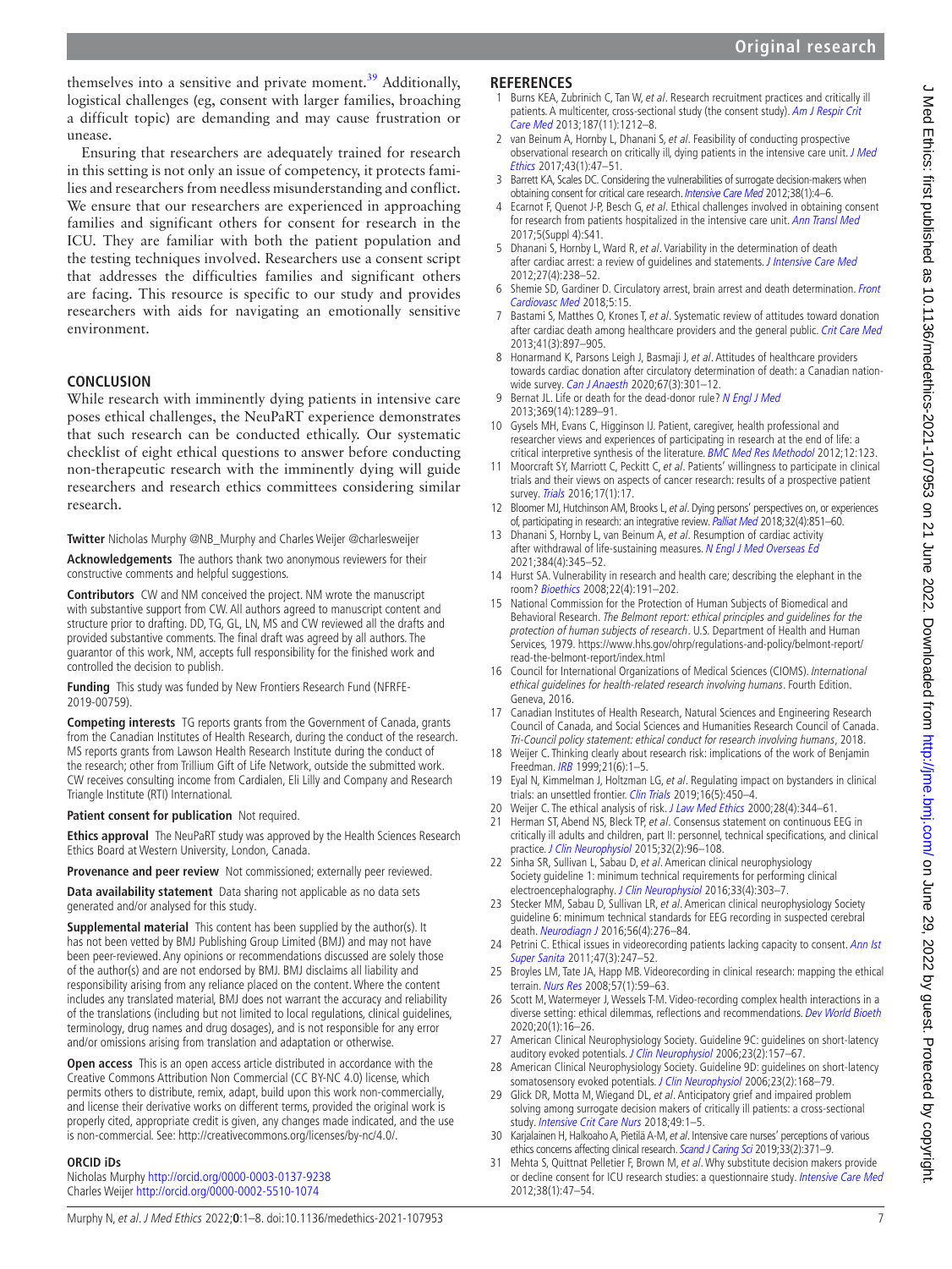themselves into a sensitive and private moment.[39] Additionally, logistical challenges (eg, consent with larger families, broaching a difficult topic) are demanding and may cause frustration or unease.

Ensuring that researchers are adequately trained for research in this setting is not only an issue of competency, it protects families and researchers from needless misunderstanding and conflict. We ensure that our researchers are experienced in approaching families and significant others for consent for research in the ICU. They are familiar with both the patient population and the testing techniques involved. Researchers use a consent script that addresses the difficulties families and significant others are facing. This resource is specific to our study and provides researchers with aids for navigating an emotionally sensitive environment.

## CONCLUSION

While research with imminently dying patients in intensive care poses ethical challenges, the NeuPaRT experience demonstrates that such research can be conducted ethically. Our systematic checklist of eight ethical questions to answer before conducting non-therapeutic research with the imminently dying will guide researchers and research ethics committees considering similar research.

**Twitter** Nicholas Murphy @NB_Murphy and Charles Weijer @charlesweijer

**Acknowledgements** The authors thank two anonymous reviewers for their constructive comments and helpful suggestions.

**Contributors** CW and NM conceived the project. NM wrote the manuscript with substantive support from CW. All authors agreed to manuscript content and structure prior to drafting. DD, TG, GL, LN, MS and CW reviewed all the drafts and provided substantive comments. The final draft was agreed by all authors. The guarantor of this work, NM, accepts full responsibility for the finished work and controlled the decision to publish.

**Funding** This study was funded by New Frontiers Research Fund (NFRFE-2019-00759).

**Competing interests** TG reports grants from the Government of Canada, grants from the Canadian Institutes of Health Research, during the conduct of the research. MS reports grants from Lawson Health Research Institute during the conduct of the research; other from Trillium Gift of Life Network, outside the submitted work. CW receives consulting income from Cardialen, Eli Lilly and Company and Research Triangle Institute (RTI) International.

**Patient consent for publication** Not required.

**Ethics approval** The NeuPaRT study was approved by the Health Sciences Research Ethics Board at Western University, London, Canada.

**Provenance and peer review** Not commissioned; externally peer reviewed.

**Data availability statement** Data sharing not applicable as no data sets generated and/or analysed for this study.

**Supplemental material** This content has been supplied by the author(s). It has not been vetted by BMJ Publishing Group Limited (BMJ) and may not have been peer-reviewed. Any opinions or recommendations discussed are solely those of the author(s) and are not endorsed by BMJ. BMJ disclaims all liability and responsibility arising from any reliance placed on the content. Where the content includes any translated material, BMJ does not warrant the accuracy and reliability of the translations (including but not limited to local regulations, clinical guidelines, terminology, drug names and drug dosages), and is not responsible for any error and/or omissions arising from translation and adaptation or otherwise.

**Open access** This is an open access article distributed in accordance with the Creative Commons Attribution Non Commercial (CC BY-NC 4.0) license, which permits others to distribute, remix, adapt, build upon this work non-commercially, and license their derivative works on different terms, provided the original work is properly cited, appropriate credit is given, any changes made indicated, and the use is non-commercial. See: http://creativecommons.org/licenses/by-nc/4.0/.

### ORCID iDs

Nicholas Murphy http://orcid.org/0000-0003-0137-9238
Charles Weijer http://orcid.org/0000-0002-5510-1074

## REFERENCES

1. Burns KEA, Zubrinich C, Tan W, *et al*. Research recruitment practices and critically ill patients. A multicenter, cross-sectional study (the consent study). *Am J Respir Crit Care Med* 2013;187(11):1212–8.
2. van Beinum A, Hornby L, Dhanani S, *et al*. Feasibility of conducting prospective observational research on critically ill, dying patients in the intensive care unit. *J Med Ethics* 2017;43(1):47–51.
3. Barrett KA, Scales DC. Considering the vulnerabilities of surrogate decision-makers when obtaining consent for critical care research. *Intensive Care Med* 2012;38(1):4–6.
4. Ecarnot F, Quenot J-P, Besch G, *et al*. Ethical challenges involved in obtaining consent for research from patients hospitalized in the intensive care unit. *Ann Transl Med* 2017;5(Suppl 4):S41.
5. Dhanani S, Hornby L, Ward R, *et al*. Variability in the determination of death after cardiac arrest: a review of guidelines and statements. *J Intensive Care Med* 2012;27(4):238–52.
6. Shemie SD, Gardiner D. Circulatory arrest, brain arrest and death determination. *Front Cardiovasc Med* 2018;5:15.
7. Bastami S, Matthes O, Krones T, *et al*. Systematic review of attitudes toward donation after cardiac death among healthcare providers and the general public. *Crit Care Med* 2013;41(3):897–905.
8. Honarmand K, Parsons Leigh J, Basmaji J, *et al*. Attitudes of healthcare providers towards cardiac donation after circulatory determination of death: a Canadian nation-wide survey. *Can J Anaesth* 2020;67(3):301–12.
9. Bernat JL. Life or death for the dead-donor rule? *N Engl J Med* 2013;369(14):1289–91.
10. Gysels MH, Evans C, Higginson IJ. Patient, caregiver, health professional and researcher views and experiences of participating in research at the end of life: a critical interpretive synthesis of the literature. *BMC Med Res Methodol* 2012;12:123.
11. Moorcraft SY, Marriott C, Peckitt C, *et al*. Patients' willingness to participate in clinical trials and their views on aspects of cancer research: results of a prospective patient survey. *Trials* 2016;17(1):17.
12. Bloomer MJ, Hutchinson AM, Brooks L, *et al*. Dying persons' perspectives on, or experiences of, participating in research: an integrative review. *Palliat Med* 2018;32(4):851–60.
13. Dhanani S, Hornby L, van Beinum A, *et al*. Resumption of cardiac activity after withdrawal of life-sustaining measures. *N Engl J Med Overseas Ed* 2021;384(4):345–52.
14. Hurst SA. Vulnerability in research and health care; describing the elephant in the room? *Bioethics* 2008;22(4):191–202.
15. National Commission for the Protection of Human Subjects of Biomedical and Behavioral Research. *The Belmont report: ethical principles and guidelines for the protection of human subjects of research*. U.S. Department of Health and Human Services, 1979. https://www.hhs.gov/ohrp/regulations-and-policy/belmont-report/read-the-belmont-report/index.html
16. Council for International Organizations of Medical Sciences (CIOMS). *International ethical guidelines for health-related research involving humans*. Fourth Edition. Geneva, 2016.
17. Canadian Institutes of Health Research, Natural Sciences and Engineering Research Council of Canada, and Social Sciences and Humanities Research Council of Canada. *Tri-Council policy statement: ethical conduct for research involving humans*, 2018.
18. Weijer C. Thinking clearly about research risk: implications of the work of Benjamin Freedman. *IRB* 1999;21(6):1–5.
19. Eyal N, Kimmelman J, Holtzman LG, *et al*. Regulating impact on bystanders in clinical trials: an unsettled frontier. *Clin Trials* 2019;16(5):450–4.
20. Weijer C. The ethical analysis of risk. *J Law Med Ethics* 2000;28(4):344–61.
21. Herman ST, Abend NS, Bleck TP, *et al*. Consensus statement on continuous EEG in critically ill adults and children, part II: personnel, technical specifications, and clinical practice. *J Clin Neurophysiol* 2015;32(2):96–108.
22. Sinha SR, Sullivan L, Sabau D, *et al*. American clinical neurophysiology Society guideline 1: minimum technical requirements for performing clinical electroencephalography. *J Clin Neurophysiol* 2016;33(4):303–7.
23. Stecker MM, Sabau D, Sullivan LR, *et al*. American clinical neurophysiology Society guideline 6: minimum technical standards for EEG recording in suspected cerebral death. *Neurodiagn J* 2016;56(4):276–84.
24. Petrini C. Ethical issues in videorecording patients lacking capacity to consent. *Ann Ist Super Sanita* 2011;47(3):247–52.
25. Broyles LM, Tate JA, Happ MB. Videorecording in clinical research: mapping the ethical terrain. *Nurs Res* 2008;57(1):59–63.
26. Scott M, Watermeyer J, Wessels T-M. Video-recording complex health interactions in a diverse setting: ethical dilemmas, reflections and recommendations. *Dev World Bioeth* 2020;20(1):16–26.
27. American Clinical Neurophysiology Society. Guideline 9C: guidelines on short-latency auditory evoked potentials. *J Clin Neurophysiol* 2006;23(2):157–67.
28. American Clinical Neurophysiology Society. Guideline 9D: guidelines on short-latency somatosensory evoked potentials. *J Clin Neurophysiol* 2006;23(2):168–79.
29. Glick DR, Motta M, Wiegand DL, *et al*. Anticipatory grief and impaired problem solving among surrogate decision makers of critically ill patients: a cross-sectional study. *Intensive Crit Care Nurs* 2018;49:1–5.
30. Karjalainen H, Halkoaho A, Pietilä A-M, *et al*. Intensive care nurses' perceptions of various ethics concerns affecting clinical research. *Scand J Caring Sci* 2019;33(2):371–9.
31. Mehta S, Quittnat Pelletier F, Brown M, *et al*. Why substitute decision makers provide or decline consent for ICU research studies: a questionnaire study. *Intensive Care Med* 2012;38(1):47–54.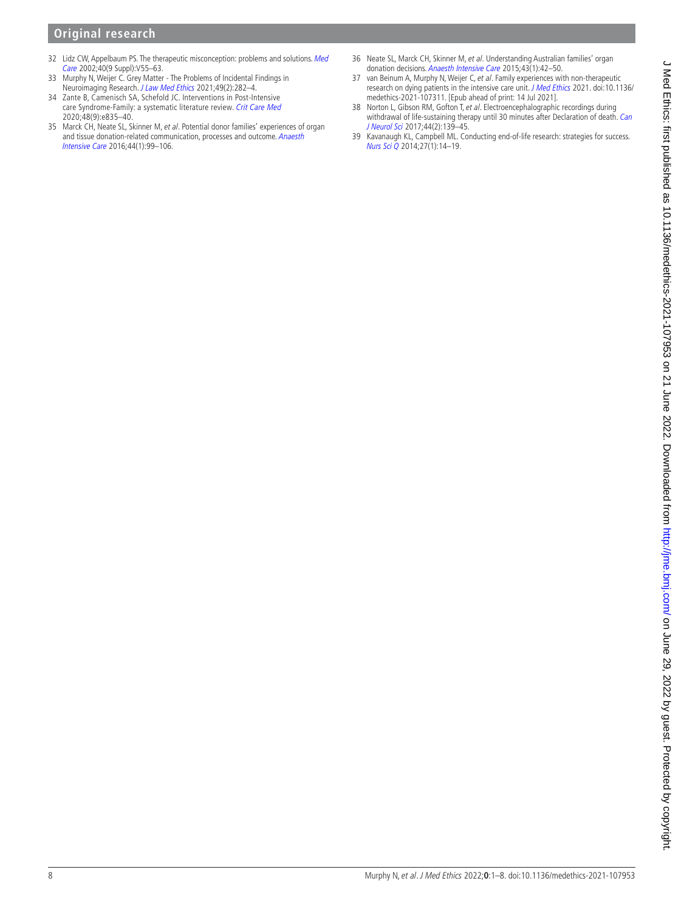32 Lidz CW, Appelbaum PS. The therapeutic misconception: problems and solutions. *Med Care* 2002;40(9 Suppl):V55–63.

33 Murphy N, Weijer C. Grey Matter - The Problems of Incidental Findings in Neuroimaging Research. *J Law Med Ethics* 2021;49(2):282–4.

34 Zante B, Camenisch SA, Schefold JC. Interventions in Post-Intensive care Syndrome-Family: a systematic literature review. *Crit Care Med* 2020;48(9):e835–40.

35 Marck CH, Neate SL, Skinner M, *et al*. Potential donor families' experiences of organ and tissue donation-related communication, processes and outcome. *Anaesth Intensive Care* 2016;44(1):99–106.

36 Neate SL, Marck CH, Skinner M, *et al*. Understanding Australian families' organ donation decisions. *Anaesth Intensive Care* 2015;43(1):42–50.

37 van Beinum A, Murphy N, Weijer C, *et al*. Family experiences with non-therapeutic research on dying patients in the intensive care unit. *J Med Ethics* 2021. doi:10.1136/medethics-2021-107311. [Epub ahead of print: 14 Jul 2021].

38 Norton L, Gibson RM, Gofton T, *et al*. Electroencephalographic recordings during withdrawal of life-sustaining therapy until 30 minutes after Declaration of death. *Can J Neurol Sci* 2017;44(2):139–45.

39 Kavanaugh KL, Campbell ML. Conducting end-of-life research: strategies for success. *Nurs Sci Q* 2014;27(1):14–19.